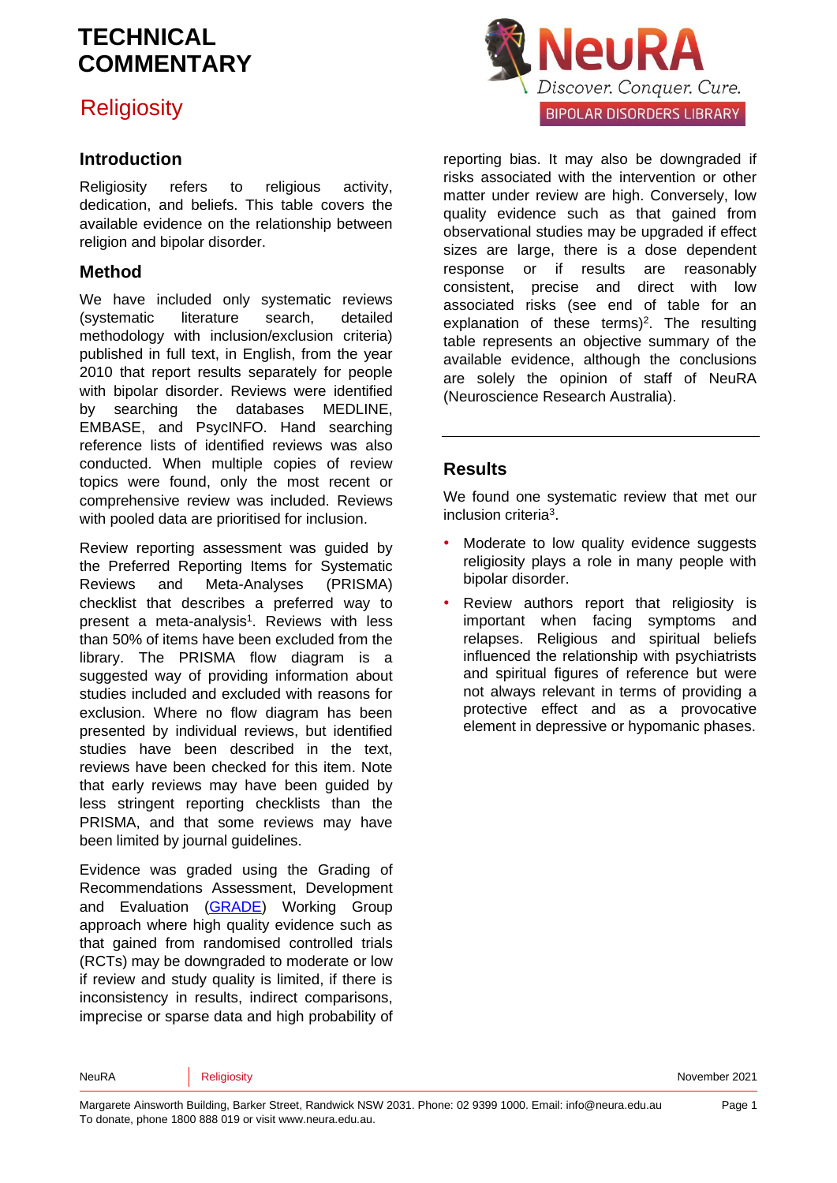# TECHNICAL COMMENTARY

## Religiosity

NeuRA Discover. Conquer. Cure. BIPOLAR DISORDERS LIBRARY

### Introduction

Religiosity refers to religious activity, dedication, and beliefs. This table covers the available evidence on the relationship between religion and bipolar disorder.

### Method

We have included only systematic reviews (systematic literature search, detailed methodology with inclusion/exclusion criteria) published in full text, in English, from the year 2010 that report results separately for people with bipolar disorder. Reviews were identified by searching the databases MEDLINE, EMBASE, and PsycINFO. Hand searching reference lists of identified reviews was also conducted. When multiple copies of review topics were found, only the most recent or comprehensive review was included. Reviews with pooled data are prioritised for inclusion.

Review reporting assessment was guided by the Preferred Reporting Items for Systematic Reviews and Meta-Analyses (PRISMA) checklist that describes a preferred way to present a meta-analysis[1]. Reviews with less than 50% of items have been excluded from the library. The PRISMA flow diagram is a suggested way of providing information about studies included and excluded with reasons for exclusion. Where no flow diagram has been presented by individual reviews, but identified studies have been described in the text, reviews have been checked for this item. Note that early reviews may have been guided by less stringent reporting checklists than the PRISMA, and that some reviews may have been limited by journal guidelines.

Evidence was graded using the Grading of Recommendations Assessment, Development and Evaluation (GRADE) Working Group approach where high quality evidence such as that gained from randomised controlled trials (RCTs) may be downgraded to moderate or low if review and study quality is limited, if there is inconsistency in results, indirect comparisons, imprecise or sparse data and high probability of reporting bias. It may also be downgraded if risks associated with the intervention or other matter under review are high. Conversely, low quality evidence such as that gained from observational studies may be upgraded if effect sizes are large, there is a dose dependent response or if results are reasonably consistent, precise and direct with low associated risks (see end of table for an explanation of these terms)[2]. The resulting table represents an objective summary of the available evidence, although the conclusions are solely the opinion of staff of NeuRA (Neuroscience Research Australia).

---

### Results

We found one systematic review that met our inclusion criteria[3].

- Moderate to low quality evidence suggests religiosity plays a role in many people with bipolar disorder.
- Review authors report that religiosity is important when facing symptoms and relapses. Religious and spiritual beliefs influenced the relationship with psychiatrists and spiritual figures of reference but were not always relevant in terms of providing a protective effect and as a provocative element in depressive or hypomanic phases.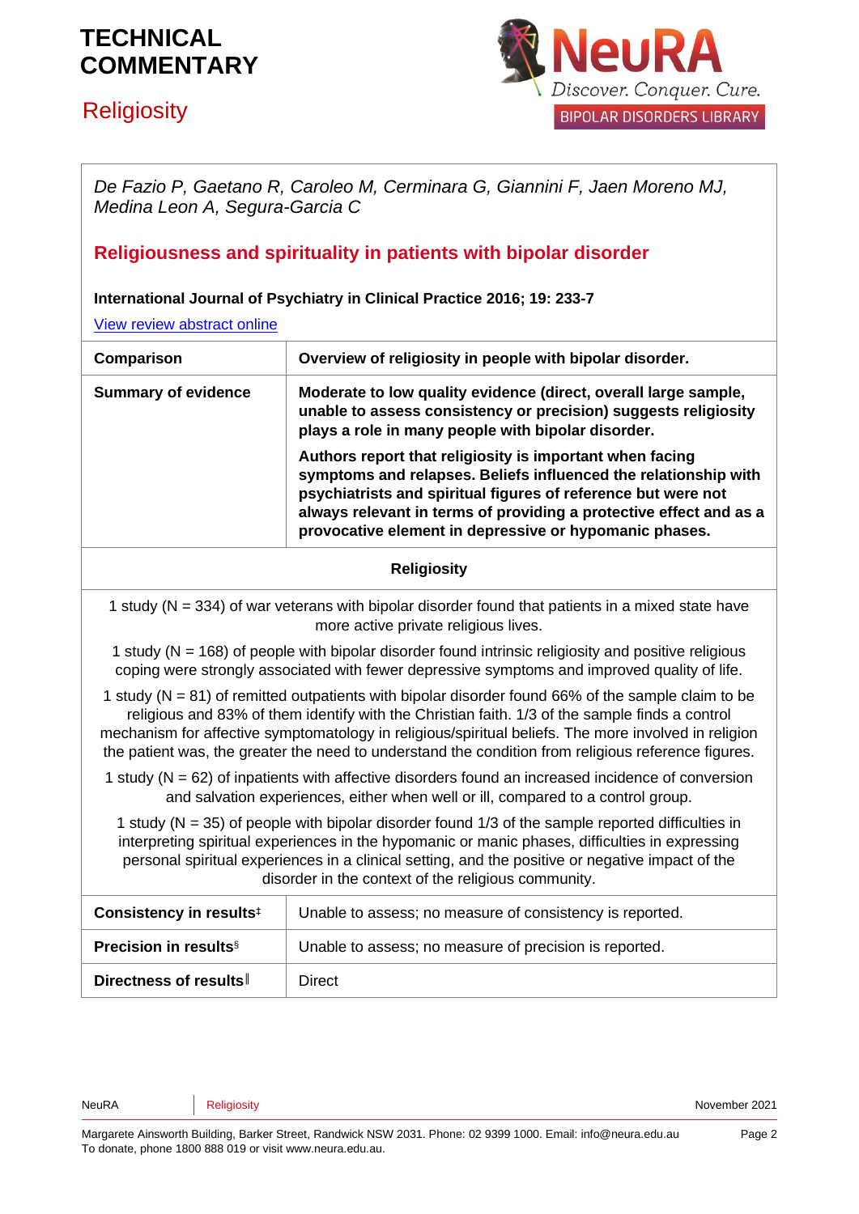# TECHNICAL COMMENTARY

## Religiosity

*De Fazio P, Gaetano R, Caroleo M, Cerminara G, Giannini F, Jaen Moreno MJ, Medina Leon A, Segura-Garcia C*

### Religiousness and spirituality in patients with bipolar disorder

**International Journal of Psychiatry in Clinical Practice 2016; 19: 233-7**

View review abstract online

| **Comparison** | **Overview of religiosity in people with bipolar disorder.** |
|---|---|
| **Summary of evidence** | **Moderate to low quality evidence (direct, overall large sample, unable to assess consistency or precision) suggests religiosity plays a role in many people with bipolar disorder.**<br><br>**Authors report that religiosity is important when facing symptoms and relapses. Beliefs influenced the relationship with psychiatrists and spiritual figures of reference but were not always relevant in terms of providing a protective effect and as a provocative element in depressive or hypomanic phases.** |

**Religiosity**

1 study (N = 334) of war veterans with bipolar disorder found that patients in a mixed state have more active private religious lives.

1 study (N = 168) of people with bipolar disorder found intrinsic religiosity and positive religious coping were strongly associated with fewer depressive symptoms and improved quality of life.

1 study (N = 81) of remitted outpatients with bipolar disorder found 66% of the sample claim to be religious and 83% of them identify with the Christian faith. 1/3 of the sample finds a control mechanism for affective symptomatology in religious/spiritual beliefs. The more involved in religion the patient was, the greater the need to understand the condition from religious reference figures.

1 study (N = 62) of inpatients with affective disorders found an increased incidence of conversion and salvation experiences, either when well or ill, compared to a control group.

1 study (N = 35) of people with bipolar disorder found 1/3 of the sample reported difficulties in interpreting spiritual experiences in the hypomanic or manic phases, difficulties in expressing personal spiritual experiences in a clinical setting, and the positive or negative impact of the disorder in the context of the religious community.

| | |
|---|---|
| **Consistency in results**‡ | Unable to assess; no measure of consistency is reported. |
| **Precision in results**§ | Unable to assess; no measure of precision is reported. |
| **Directness of results**‖ | Direct |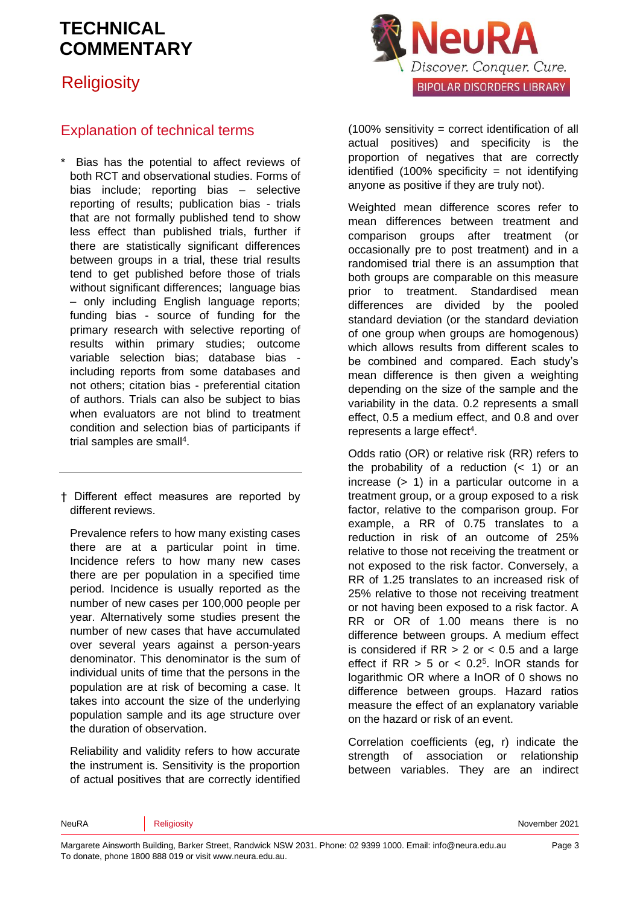## Explanation of technical terms

\* Bias has the potential to affect reviews of both RCT and observational studies. Forms of bias include; reporting bias – selective reporting of results; publication bias - trials that are not formally published tend to show less effect than published trials, further if there are statistically significant differences between groups in a trial, these trial results tend to get published before those of trials without significant differences; language bias – only including English language reports; funding bias - source of funding for the primary research with selective reporting of results within primary studies; outcome variable selection bias; database bias - including reports from some databases and not others; citation bias - preferential citation of authors. Trials can also be subject to bias when evaluators are not blind to treatment condition and selection bias of participants if trial samples are small[4].

† Different effect measures are reported by different reviews.

Prevalence refers to how many existing cases there are at a particular point in time. Incidence refers to how many new cases there are per population in a specified time period. Incidence is usually reported as the number of new cases per 100,000 people per year. Alternatively some studies present the number of new cases that have accumulated over several years against a person-years denominator. This denominator is the sum of individual units of time that the persons in the population are at risk of becoming a case. It takes into account the size of the underlying population sample and its age structure over the duration of observation.

Reliability and validity refers to how accurate the instrument is. Sensitivity is the proportion of actual positives that are correctly identified (100% sensitivity = correct identification of all actual positives) and specificity is the proportion of negatives that are correctly identified (100% specificity = not identifying anyone as positive if they are truly not).

Weighted mean difference scores refer to mean differences between treatment and comparison groups after treatment (or occasionally pre to post treatment) and in a randomised trial there is an assumption that both groups are comparable on this measure prior to treatment. Standardised mean differences are divided by the pooled standard deviation (or the standard deviation of one group when groups are homogenous) which allows results from different scales to be combined and compared. Each study's mean difference is then given a weighting depending on the size of the sample and the variability in the data. 0.2 represents a small effect, 0.5 a medium effect, and 0.8 and over represents a large effect[4].

Odds ratio (OR) or relative risk (RR) refers to the probability of a reduction (< 1) or an increase (> 1) in a particular outcome in a treatment group, or a group exposed to a risk factor, relative to the comparison group. For example, a RR of 0.75 translates to a reduction in risk of an outcome of 25% relative to those not receiving the treatment or not exposed to the risk factor. Conversely, a RR of 1.25 translates to an increased risk of 25% relative to those not receiving treatment or not having been exposed to a risk factor. A RR or OR of 1.00 means there is no difference between groups. A medium effect is considered if RR > 2 or < 0.5 and a large effect if RR > 5 or < 0.2[5]. lnOR stands for logarithmic OR where a lnOR of 0 shows no difference between groups. Hazard ratios measure the effect of an explanatory variable on the hazard or risk of an event.

Correlation coefficients (eg, r) indicate the strength of association or relationship between variables. They are an indirect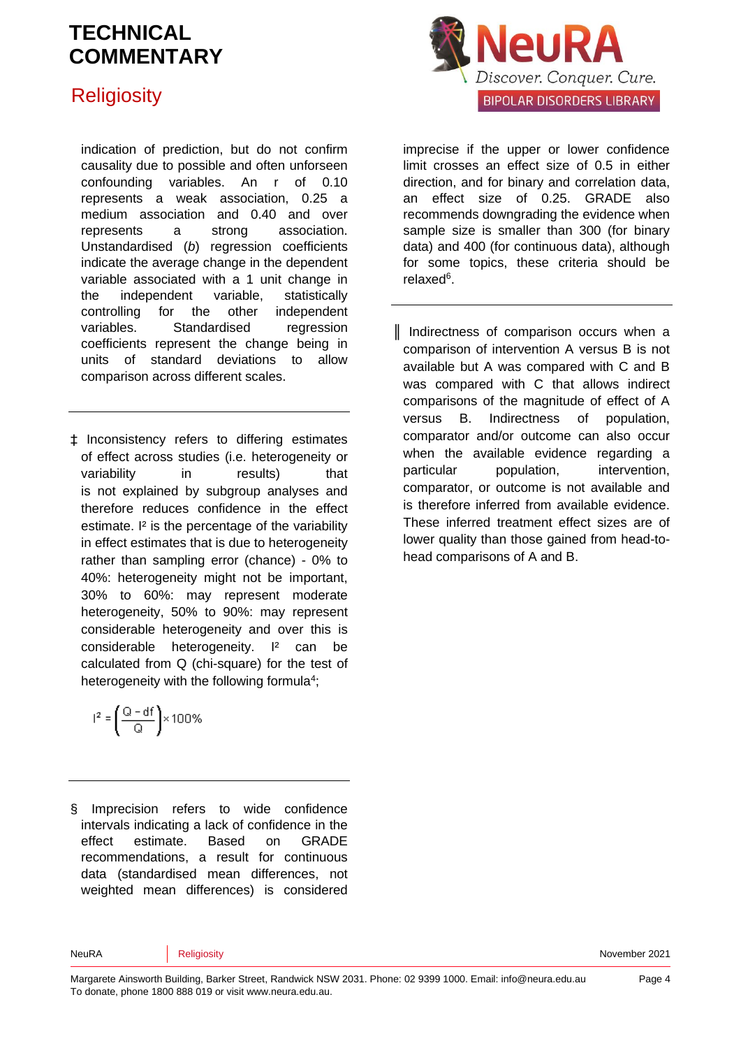indication of prediction, but do not confirm causality due to possible and often unforseen confounding variables. An r of 0.10 represents a weak association, 0.25 a medium association and 0.40 and over represents a strong association. Unstandardised (*b*) regression coefficients indicate the average change in the dependent variable associated with a 1 unit change in the independent variable, statistically controlling for the other independent variables. Standardised regression coefficients represent the change being in units of standard deviations to allow comparison across different scales.

---

‡ Inconsistency refers to differing estimates of effect across studies (i.e. heterogeneity or variability in results) that is not explained by subgroup analyses and therefore reduces confidence in the effect estimate. $I^2$ is the percentage of the variability in effect estimates that is due to heterogeneity rather than sampling error (chance) - 0% to 40%: heterogeneity might not be important, 30% to 60%: may represent moderate heterogeneity, 50% to 90%: may represent considerable heterogeneity and over this is considerable heterogeneity. $I^2$ can be calculated from Q (chi-square) for the test of heterogeneity with the following formula[4];

$$I^2 = \left(\frac{Q - df}{Q}\right) \times 100\%$$

---

§ Imprecision refers to wide confidence intervals indicating a lack of confidence in the effect estimate. Based on GRADE recommendations, a result for continuous data (standardised mean differences, not weighted mean differences) is considered imprecise if the upper or lower confidence limit crosses an effect size of 0.5 in either direction, and for binary and correlation data, an effect size of 0.25. GRADE also recommends downgrading the evidence when sample size is smaller than 300 (for binary data) and 400 (for continuous data), although for some topics, these criteria should be relaxed[6].

---

║ Indirectness of comparison occurs when a comparison of intervention A versus B is not available but A was compared with C and B was compared with C that allows indirect comparisons of the magnitude of effect of A versus B. Indirectness of population, comparator and/or outcome can also occur when the available evidence regarding a particular population, intervention, comparator, or outcome is not available and is therefore inferred from available evidence. These inferred treatment effect sizes are of lower quality than those gained from head-to-head comparisons of A and B.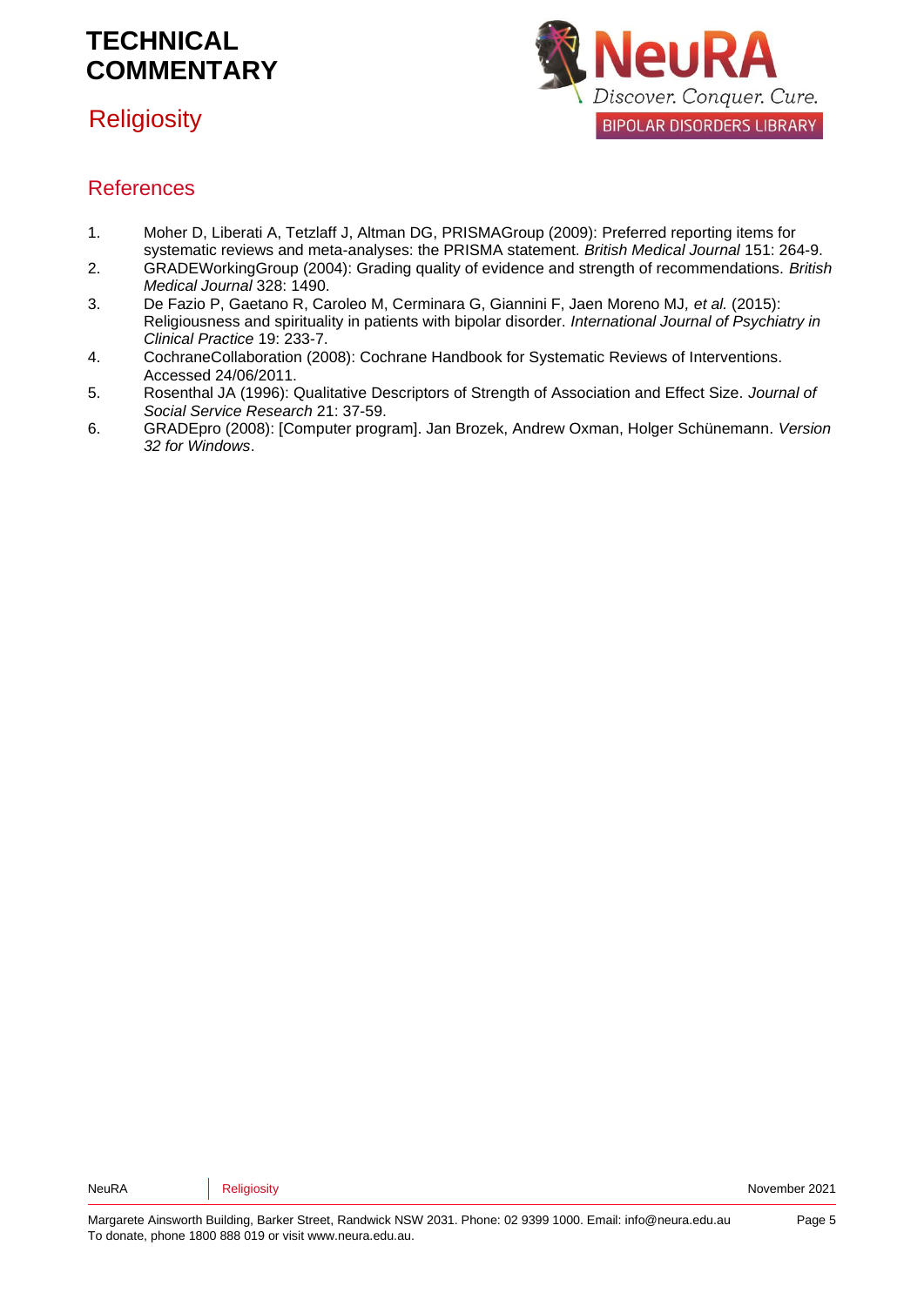# TECHNICAL COMMENTARY

## Religiosity

## References

1. Moher D, Liberati A, Tetzlaff J, Altman DG, PRISMAGroup (2009): Preferred reporting items for systematic reviews and meta-analyses: the PRISMA statement. *British Medical Journal* 151: 264-9.
2. GRADEWorkingGroup (2004): Grading quality of evidence and strength of recommendations. *British Medical Journal* 328: 1490.
3. De Fazio P, Gaetano R, Caroleo M, Cerminara G, Giannini F, Jaen Moreno MJ*, et al.* (2015): Religiousness and spirituality in patients with bipolar disorder. *International Journal of Psychiatry in Clinical Practice* 19: 233-7.
4. CochraneCollaboration (2008): Cochrane Handbook for Systematic Reviews of Interventions. Accessed 24/06/2011.
5. Rosenthal JA (1996): Qualitative Descriptors of Strength of Association and Effect Size. *Journal of Social Service Research* 21: 37-59.
6. GRADEpro (2008): [Computer program]. Jan Brozek, Andrew Oxman, Holger Schünemann. *Version 32 for Windows*.